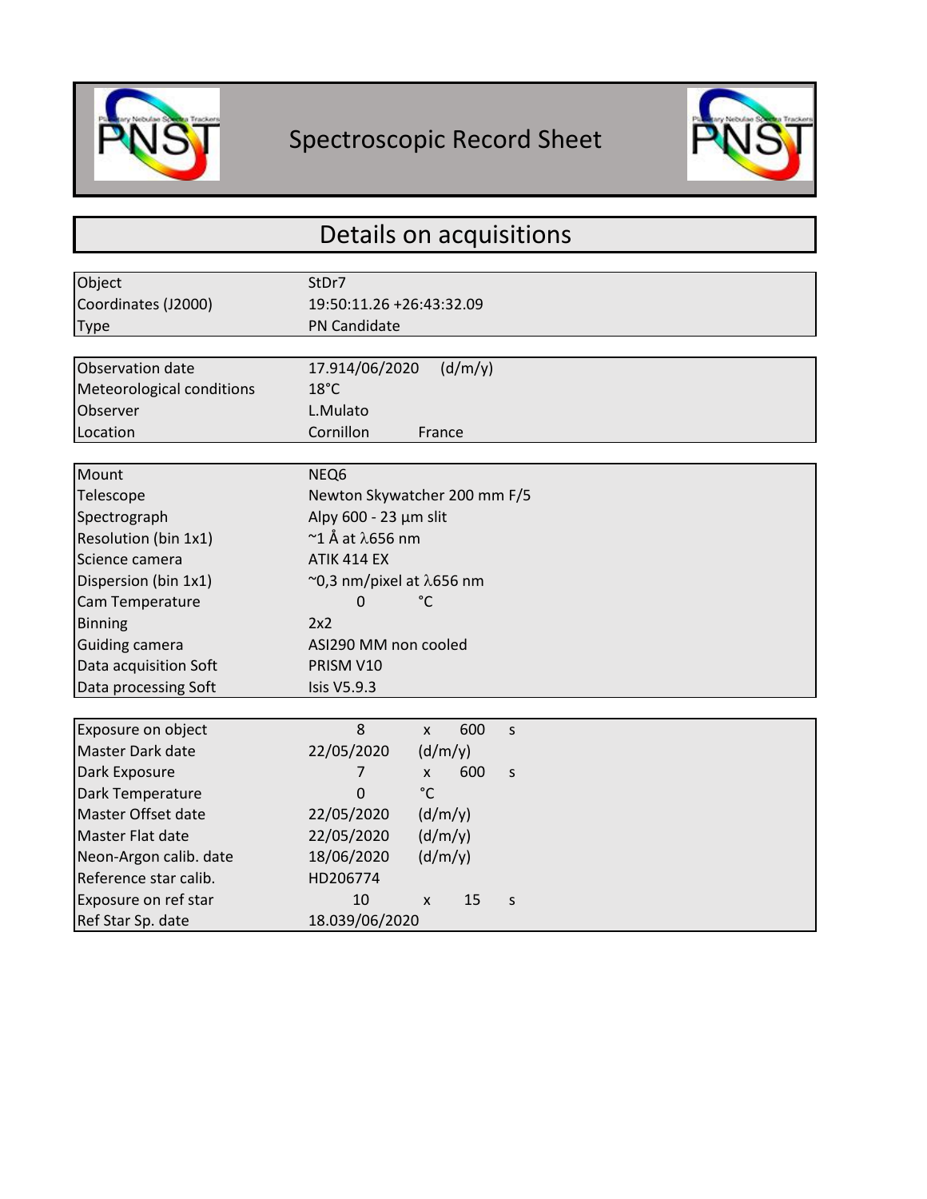# Spectroscopic Record Sheet

## Details on acquisitions

| | |
|---|---|
| Object | StDr7 |
| Coordinates (J2000) | 19:50:11.26 +26:43:32.09 |
| Type | PN Candidate |

| | |
|---|---|
| Observation date | 17.914/06/2020 (d/m/y) |
| Meteorological conditions | 18°C |
| Observer | L.Mulato |
| Location | Cornillon France |

| | |
|---|---|
| Mount | NEQ6 |
| Telescope | Newton Skywatcher 200 mm F/5 |
| Spectrograph | Alpy 600 - 23 µm slit |
| Resolution (bin 1x1) | ~1 Å at $\lambda$656 nm |
| Science camera | ATIK 414 EX |
| Dispersion (bin 1x1) | ~0,3 nm/pixel at $\lambda$656 nm |
| Cam Temperature | 0 °C |
| Binning | 2x2 |
| Guiding camera | ASI290 MM non cooled |
| Data acquisition Soft | PRISM V10 |
| Data processing Soft | Isis V5.9.3 |

| | |
|---|---|
| Exposure on object | 8 x 600 s |
| Master Dark date | 22/05/2020 (d/m/y) |
| Dark Exposure | 7 x 600 s |
| Dark Temperature | 0 °C |
| Master Offset date | 22/05/2020 (d/m/y) |
| Master Flat date | 22/05/2020 (d/m/y) |
| Neon-Argon calib. date | 18/06/2020 (d/m/y) |
| Reference star calib. | HD206774 |
| Exposure on ref star | 10 x 15 s |
| Ref Star Sp. date | 18.039/06/2020 |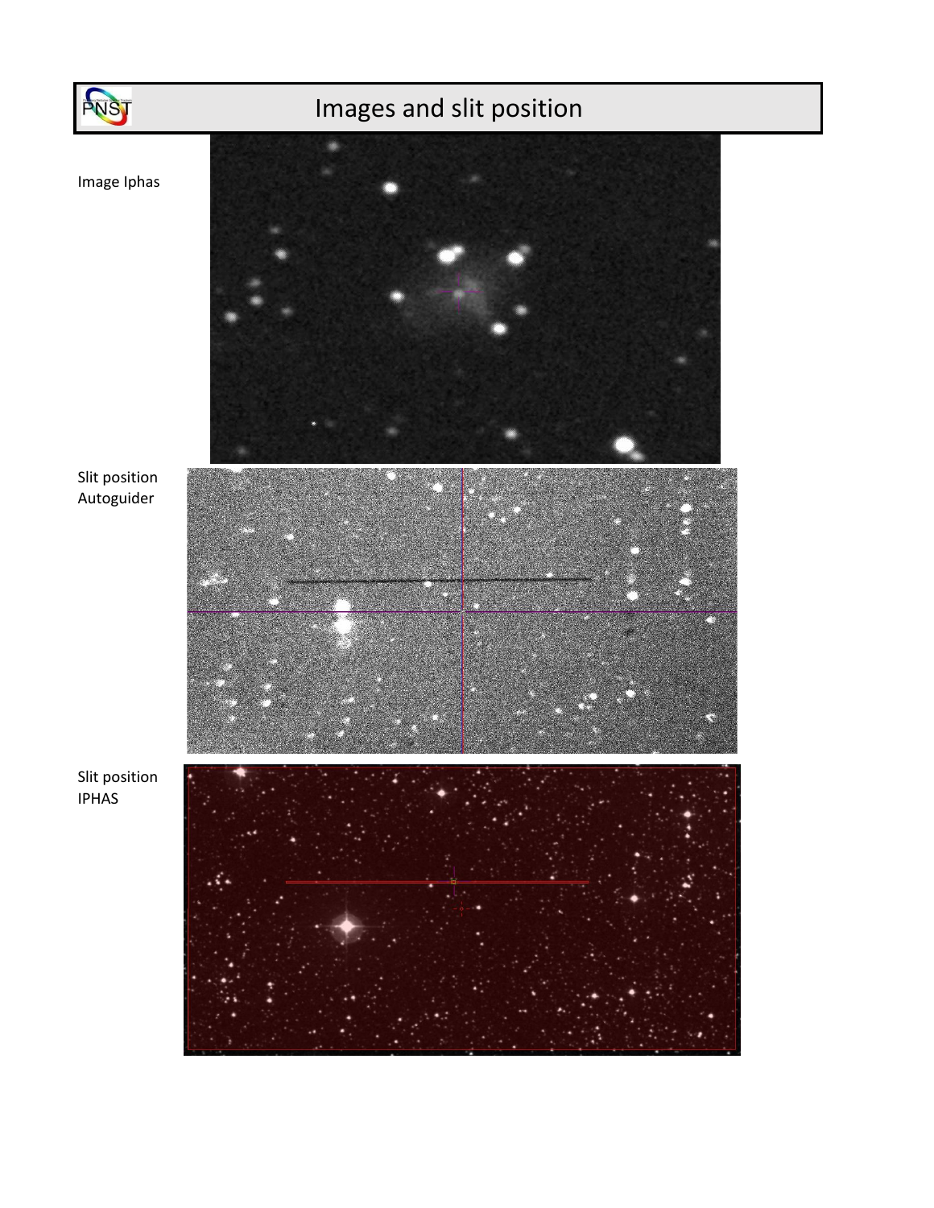# Images and slit position

Image Iphas

Slit position Autoguider

Slit position IPHAS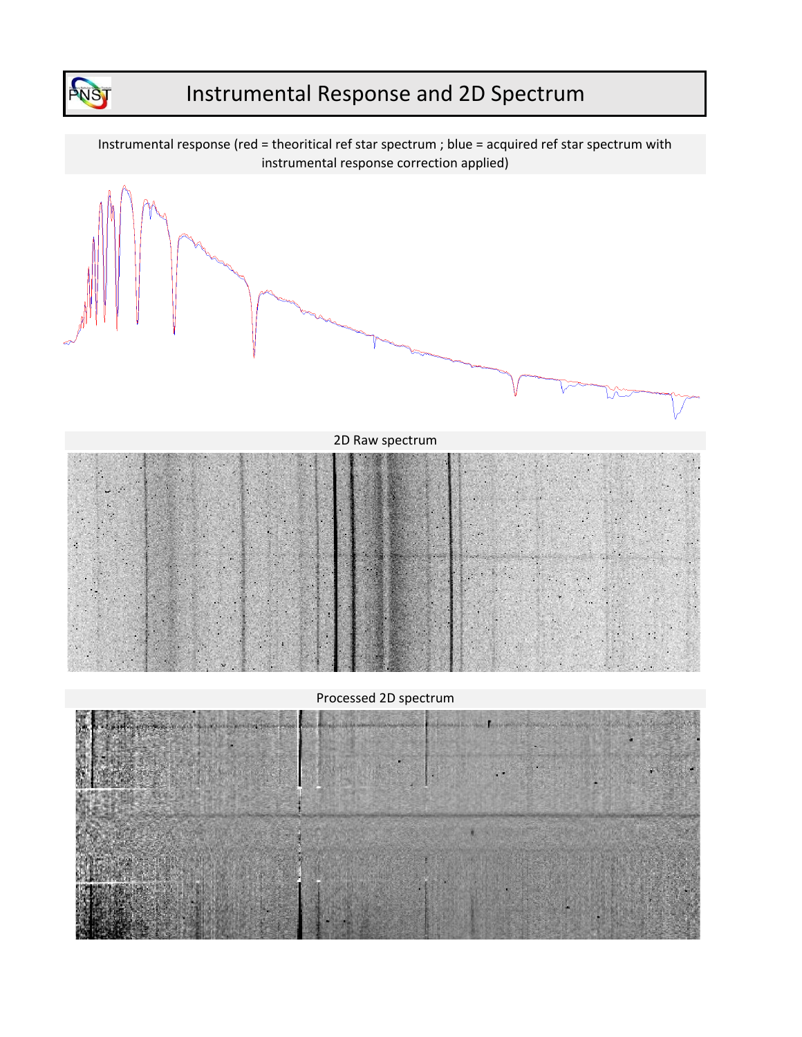# Instrumental Response and 2D Spectrum

Instrumental response (red = theoritical ref star spectrum ; blue = acquired ref star spectrum with instrumental response correction applied)

2D Raw spectrum

Processed 2D spectrum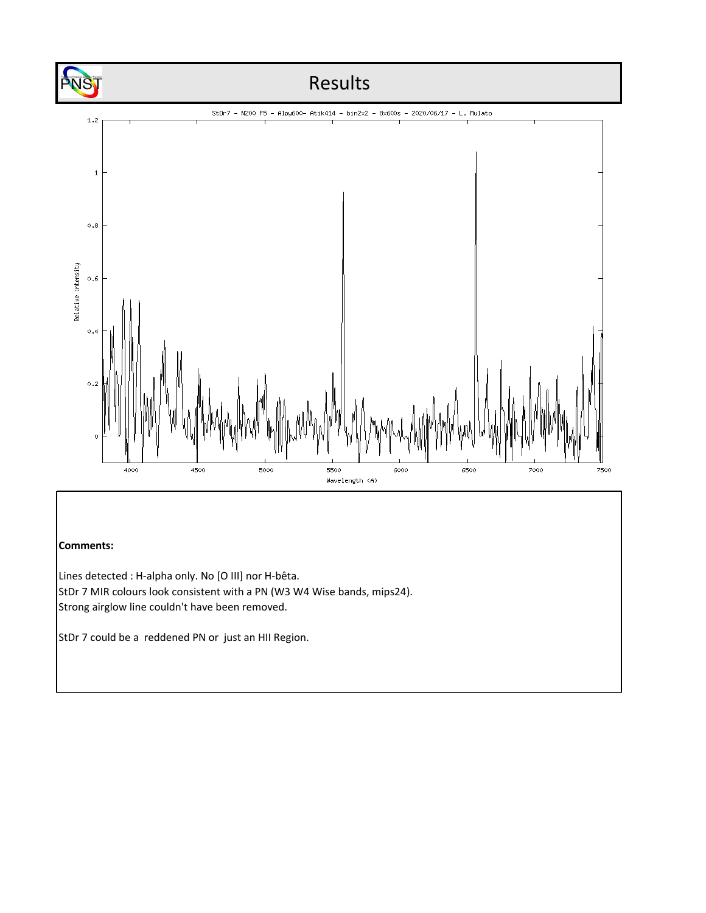# Results

StDr7 - N200 F5 - Alpy600- Atik414 - bin2x2 - 8x600s - 2020/06/17 - L. Mulato

Relative intensity

1.2
1
0.8
0.6
0.4
0.2
0

4000 4500 5000 5500 6000 6500 7000 7500

Wavelength (A)

**Comments:**

Lines detected : H-alpha only. No [O III] nor H-bêta.
StDr 7 MIR colours look consistent with a PN (W3 W4 Wise bands, mips24).
Strong airglow line couldn't have been removed.

StDr 7 could be a reddened PN or just an HII Region.